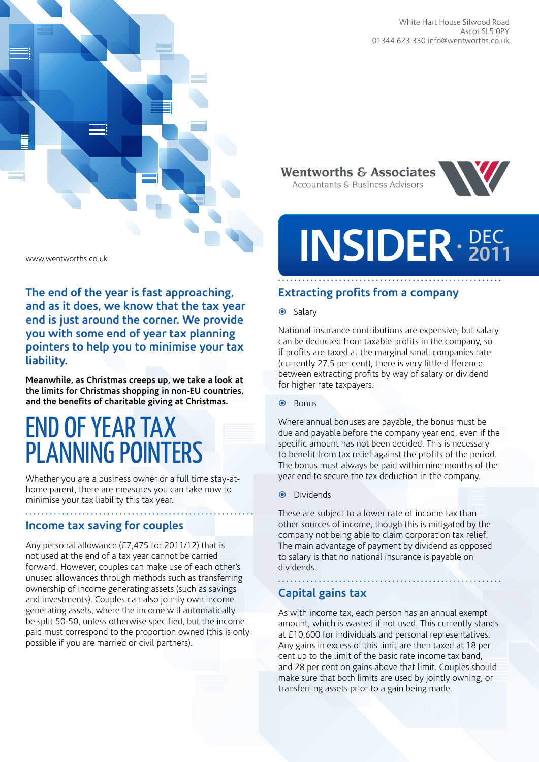White Hart House Silwood Road
Ascot SL5 0PY
01344 623 330 info@wentworths.co.uk

Wentworths & Associates
Accountants & Business Advisors

www.wentworths.co.uk

# INSIDER · DEC 2011

**The end of the year is fast approaching, and as it does, we know that the tax year end is just around the corner. We provide you with some end of year tax planning pointers to help you to minimise your tax liability.**

**Meanwhile, as Christmas creeps up, we take a look at the limits for Christmas shopping in non-EU countries, and the benefits of charitable giving at Christmas.**

# END OF YEAR TAX PLANNING POINTERS

Whether you are a business owner or a full time stay-at-home parent, there are measures you can take now to minimise your tax liability this tax year.

## Income tax saving for couples

Any personal allowance (£7,475 for 2011/12) that is not used at the end of a tax year cannot be carried forward. However, couples can make use of each other's unused allowances through methods such as transferring ownership of income generating assets (such as savings and investments). Couples can also jointly own income generating assets, where the income will automatically be split 50-50, unless otherwise specified, but the income paid must correspond to the proportion owned (this is only possible if you are married or civil partners).

## Extracting profits from a company

- Salary

National insurance contributions are expensive, but salary can be deducted from taxable profits in the company, so if profits are taxed at the marginal small companies rate (currently 27.5 per cent), there is very little difference between extracting profits by way of salary or dividend for higher rate taxpayers.

- Bonus

Where annual bonuses are payable, the bonus must be due and payable before the company year end, even if the specific amount has not been decided. This is necessary to benefit from tax relief against the profits of the period. The bonus must always be paid within nine months of the year end to secure the tax deduction in the company.

- Dividends

These are subject to a lower rate of income tax than other sources of income, though this is mitigated by the company not being able to claim corporation tax relief. The main advantage of payment by dividend as opposed to salary is that no national insurance is payable on dividends.

## Capital gains tax

As with income tax, each person has an annual exempt amount, which is wasted if not used. This currently stands at £10,600 for individuals and personal representatives. Any gains in excess of this limit are then taxed at 18 per cent up to the limit of the basic rate income tax band, and 28 per cent on gains above that limit. Couples should make sure that both limits are used by jointly owning, or transferring assets prior to a gain being made.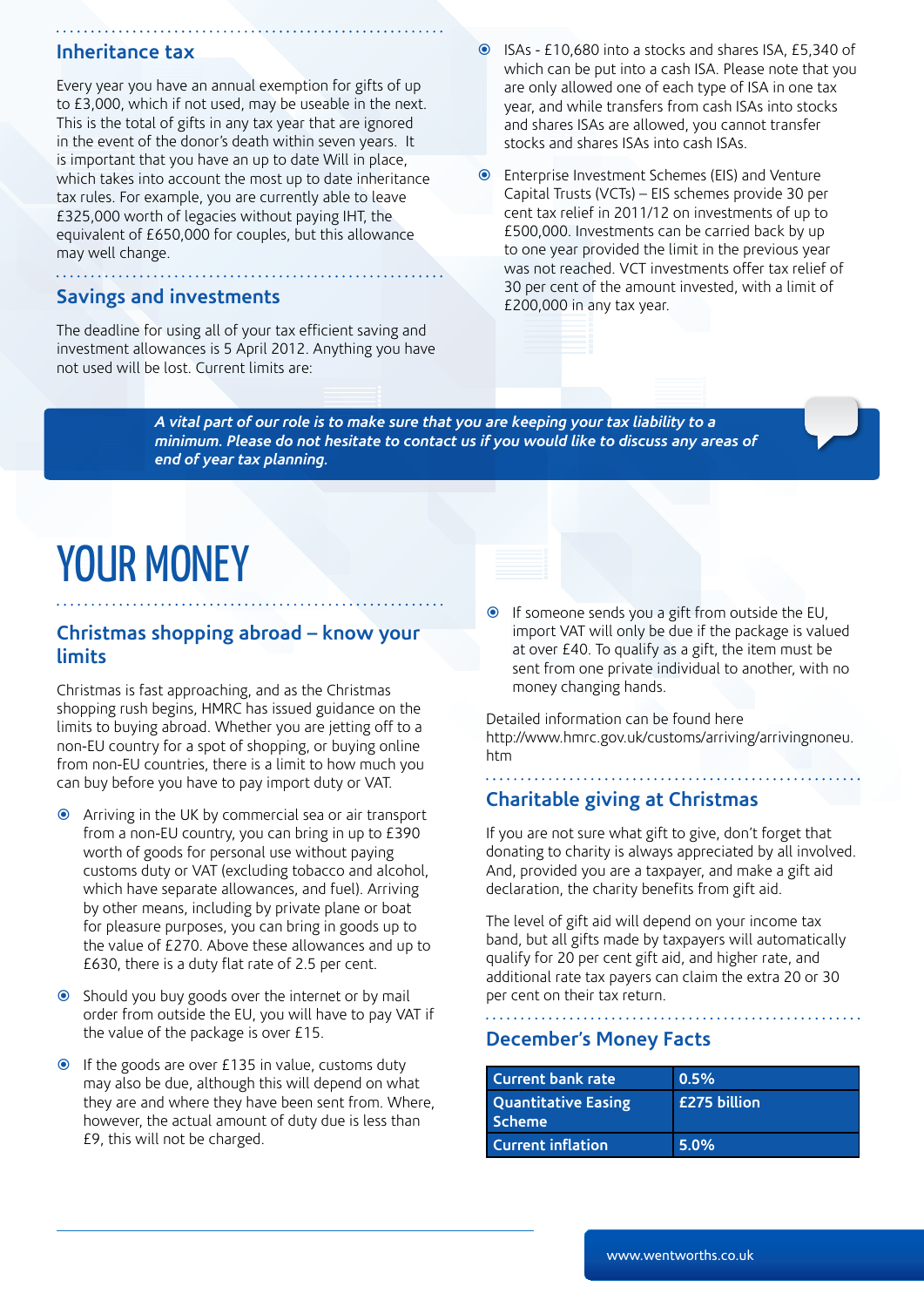## Inheritance tax

Every year you have an annual exemption for gifts of up to £3,000, which if not used, may be useable in the next. This is the total of gifts in any tax year that are ignored in the event of the donor's death within seven years. It is important that you have an up to date Will in place, which takes into account the most up to date inheritance tax rules. For example, you are currently able to leave £325,000 worth of legacies without paying IHT, the equivalent of £650,000 for couples, but this allowance may well change.

## Savings and investments

The deadline for using all of your tax efficient saving and investment allowances is 5 April 2012. Anything you have not used will be lost. Current limits are:

- ISAs - £10,680 into a stocks and shares ISA, £5,340 of which can be put into a cash ISA. Please note that you are only allowed one of each type of ISA in one tax year, and while transfers from cash ISAs into stocks and shares ISAs are allowed, you cannot transfer stocks and shares ISAs into cash ISAs.
- Enterprise Investment Schemes (EIS) and Venture Capital Trusts (VCTs) – EIS schemes provide 30 per cent tax relief in 2011/12 on investments of up to £500,000. Investments can be carried back by up to one year provided the limit in the previous year was not reached. VCT investments offer tax relief of 30 per cent of the amount invested, with a limit of £200,000 in any tax year.

***A vital part of our role is to make sure that you are keeping your tax liability to a minimum. Please do not hesitate to contact us if you would like to discuss any areas of end of year tax planning.***

# YOUR MONEY

## Christmas shopping abroad – know your limits

Christmas is fast approaching, and as the Christmas shopping rush begins, HMRC has issued guidance on the limits to buying abroad. Whether you are jetting off to a non-EU country for a spot of shopping, or buying online from non-EU countries, there is a limit to how much you can buy before you have to pay import duty or VAT.

- Arriving in the UK by commercial sea or air transport from a non-EU country, you can bring in up to £390 worth of goods for personal use without paying customs duty or VAT (excluding tobacco and alcohol, which have separate allowances, and fuel). Arriving by other means, including by private plane or boat for pleasure purposes, you can bring in goods up to the value of £270. Above these allowances and up to £630, there is a duty flat rate of 2.5 per cent.
- Should you buy goods over the internet or by mail order from outside the EU, you will have to pay VAT if the value of the package is over £15.
- If the goods are over £135 in value, customs duty may also be due, although this will depend on what they are and where they have been sent from. Where, however, the actual amount of duty due is less than £9, this will not be charged.
- If someone sends you a gift from outside the EU, import VAT will only be due if the package is valued at over £40. To qualify as a gift, the item must be sent from one private individual to another, with no money changing hands.

Detailed information can be found here http://www.hmrc.gov.uk/customs/arriving/arrivingnoneu.htm

## Charitable giving at Christmas

If you are not sure what gift to give, don't forget that donating to charity is always appreciated by all involved. And, provided you are a taxpayer, and make a gift aid declaration, the charity benefits from gift aid.

The level of gift aid will depend on your income tax band, but all gifts made by taxpayers will automatically qualify for 20 per cent gift aid, and higher rate, and additional rate tax payers can claim the extra 20 or 30 per cent on their tax return.

## December's Money Facts

| | |
|---|---|
| Current bank rate | 0.5% |
| Quantitative Easing Scheme | £275 billion |
| Current inflation | 5.0% |

www.wentworths.co.uk